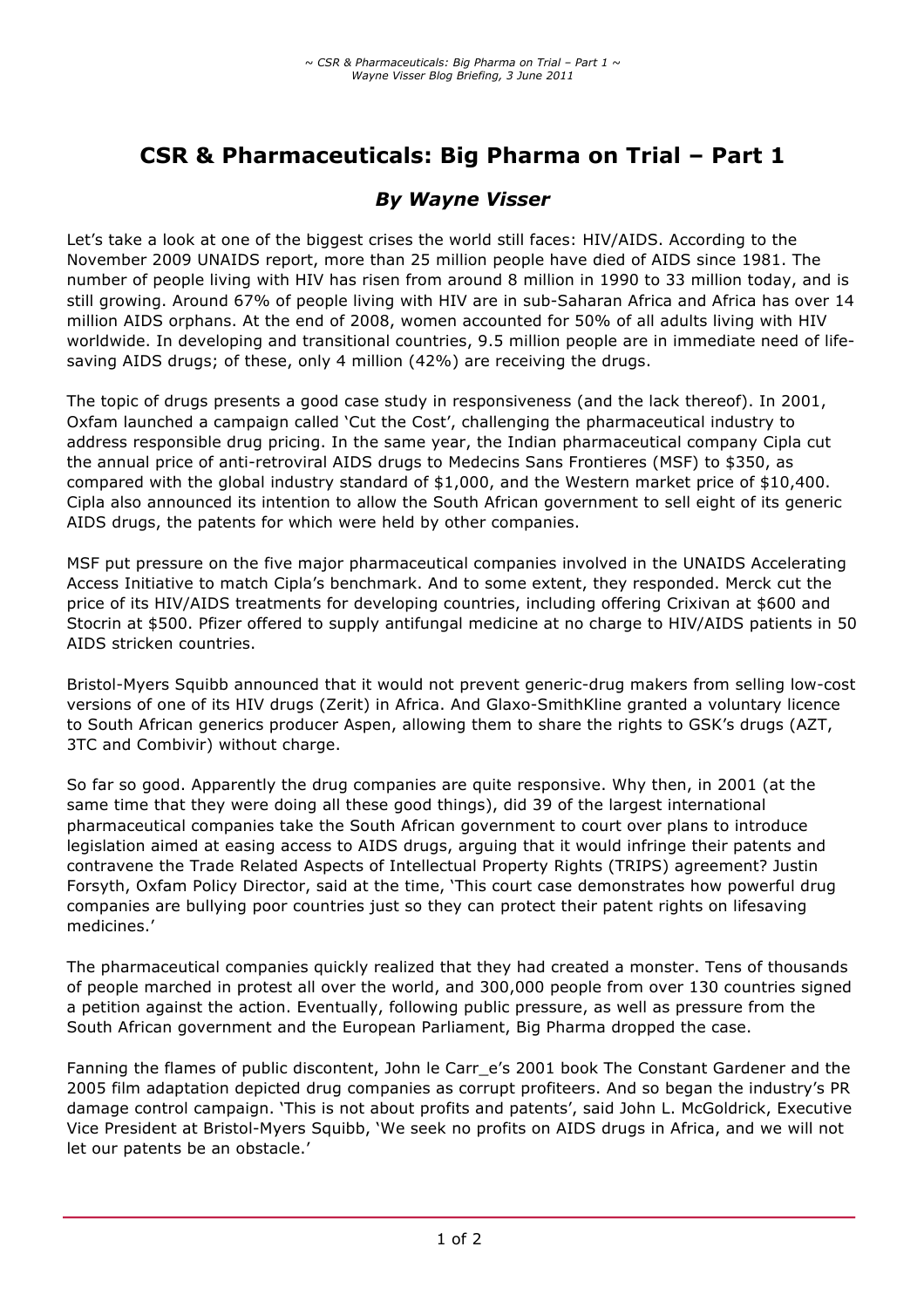# CSR & Pharmaceuticals: Big Pharma on Trial – Part 1

## *By Wayne Visser*

Let's take a look at one of the biggest crises the world still faces: HIV/AIDS. According to the November 2009 UNAIDS report, more than 25 million people have died of AIDS since 1981. The number of people living with HIV has risen from around 8 million in 1990 to 33 million today, and is still growing. Around 67% of people living with HIV are in sub-Saharan Africa and Africa has over 14 million AIDS orphans. At the end of 2008, women accounted for 50% of all adults living with HIV worldwide. In developing and transitional countries, 9.5 million people are in immediate need of life-saving AIDS drugs; of these, only 4 million (42%) are receiving the drugs.

The topic of drugs presents a good case study in responsiveness (and the lack thereof). In 2001, Oxfam launched a campaign called 'Cut the Cost', challenging the pharmaceutical industry to address responsible drug pricing. In the same year, the Indian pharmaceutical company Cipla cut the annual price of anti-retroviral AIDS drugs to Medecins Sans Frontieres (MSF) to $350, as compared with the global industry standard of $1,000, and the Western market price of $10,400. Cipla also announced its intention to allow the South African government to sell eight of its generic AIDS drugs, the patents for which were held by other companies.

MSF put pressure on the five major pharmaceutical companies involved in the UNAIDS Accelerating Access Initiative to match Cipla's benchmark. And to some extent, they responded. Merck cut the price of its HIV/AIDS treatments for developing countries, including offering Crixivan at $600 and Stocrin at $500. Pfizer offered to supply antifungal medicine at no charge to HIV/AIDS patients in 50 AIDS stricken countries.

Bristol-Myers Squibb announced that it would not prevent generic-drug makers from selling low-cost versions of one of its HIV drugs (Zerit) in Africa. And Glaxo-SmithKline granted a voluntary licence to South African generics producer Aspen, allowing them to share the rights to GSK's drugs (AZT, 3TC and Combivir) without charge.

So far so good. Apparently the drug companies are quite responsive. Why then, in 2001 (at the same time that they were doing all these good things), did 39 of the largest international pharmaceutical companies take the South African government to court over plans to introduce legislation aimed at easing access to AIDS drugs, arguing that it would infringe their patents and contravene the Trade Related Aspects of Intellectual Property Rights (TRIPS) agreement? Justin Forsyth, Oxfam Policy Director, said at the time, 'This court case demonstrates how powerful drug companies are bullying poor countries just so they can protect their patent rights on lifesaving medicines.'

The pharmaceutical companies quickly realized that they had created a monster. Tens of thousands of people marched in protest all over the world, and 300,000 people from over 130 countries signed a petition against the action. Eventually, following public pressure, as well as pressure from the South African government and the European Parliament, Big Pharma dropped the case.

Fanning the flames of public discontent, John le Carr_e's 2001 book The Constant Gardener and the 2005 film adaptation depicted drug companies as corrupt profiteers. And so began the industry's PR damage control campaign. 'This is not about profits and patents', said John L. McGoldrick, Executive Vice President at Bristol-Myers Squibb, 'We seek no profits on AIDS drugs in Africa, and we will not let our patents be an obstacle.'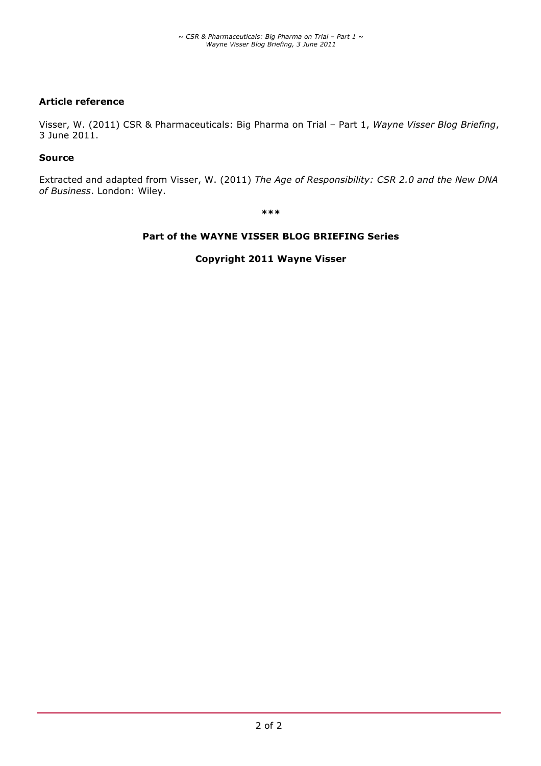**Article reference**

Visser, W. (2011) CSR & Pharmaceuticals: Big Pharma on Trial – Part 1, *Wayne Visser Blog Briefing*, 3 June 2011.

**Source**

Extracted and adapted from Visser, W. (2011) *The Age of Responsibility: CSR 2.0 and the New DNA of Business*. London: Wiley.

***

**Part of the WAYNE VISSER BLOG BRIEFING Series**

**Copyright 2011 Wayne Visser**